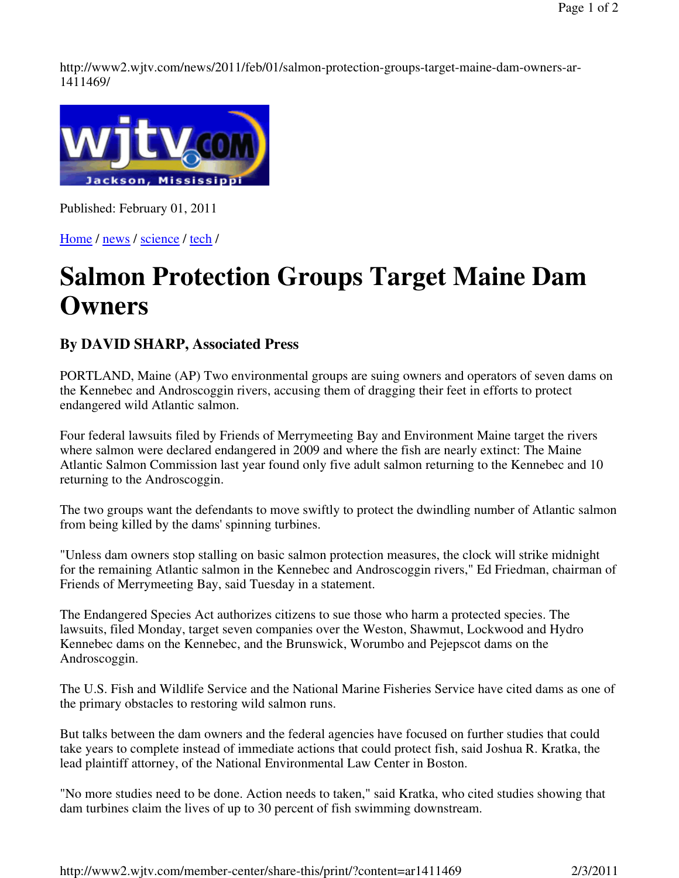http://www2.wjtv.com/news/2011/feb/01/salmon-protection-groups-target-maine-dam-owners-ar-1411469/

Published: February 01, 2011

Home / news / science / tech /

# Salmon Protection Groups Target Maine Dam Owners

### By DAVID SHARP, Associated Press

PORTLAND, Maine (AP) Two environmental groups are suing owners and operators of seven dams on the Kennebec and Androscoggin rivers, accusing them of dragging their feet in efforts to protect endangered wild Atlantic salmon.

Four federal lawsuits filed by Friends of Merrymeeting Bay and Environment Maine target the rivers where salmon were declared endangered in 2009 and where the fish are nearly extinct: The Maine Atlantic Salmon Commission last year found only five adult salmon returning to the Kennebec and 10 returning to the Androscoggin.

The two groups want the defendants to move swiftly to protect the dwindling number of Atlantic salmon from being killed by the dams' spinning turbines.

"Unless dam owners stop stalling on basic salmon protection measures, the clock will strike midnight for the remaining Atlantic salmon in the Kennebec and Androscoggin rivers," Ed Friedman, chairman of Friends of Merrymeeting Bay, said Tuesday in a statement.

The Endangered Species Act authorizes citizens to sue those who harm a protected species. The lawsuits, filed Monday, target seven companies over the Weston, Shawmut, Lockwood and Hydro Kennebec dams on the Kennebec, and the Brunswick, Worumbo and Pejepscot dams on the Androscoggin.

The U.S. Fish and Wildlife Service and the National Marine Fisheries Service have cited dams as one of the primary obstacles to restoring wild salmon runs.

But talks between the dam owners and the federal agencies have focused on further studies that could take years to complete instead of immediate actions that could protect fish, said Joshua R. Kratka, the lead plaintiff attorney, of the National Environmental Law Center in Boston.

"No more studies need to be done. Action needs to taken," said Kratka, who cited studies showing that dam turbines claim the lives of up to 30 percent of fish swimming downstream.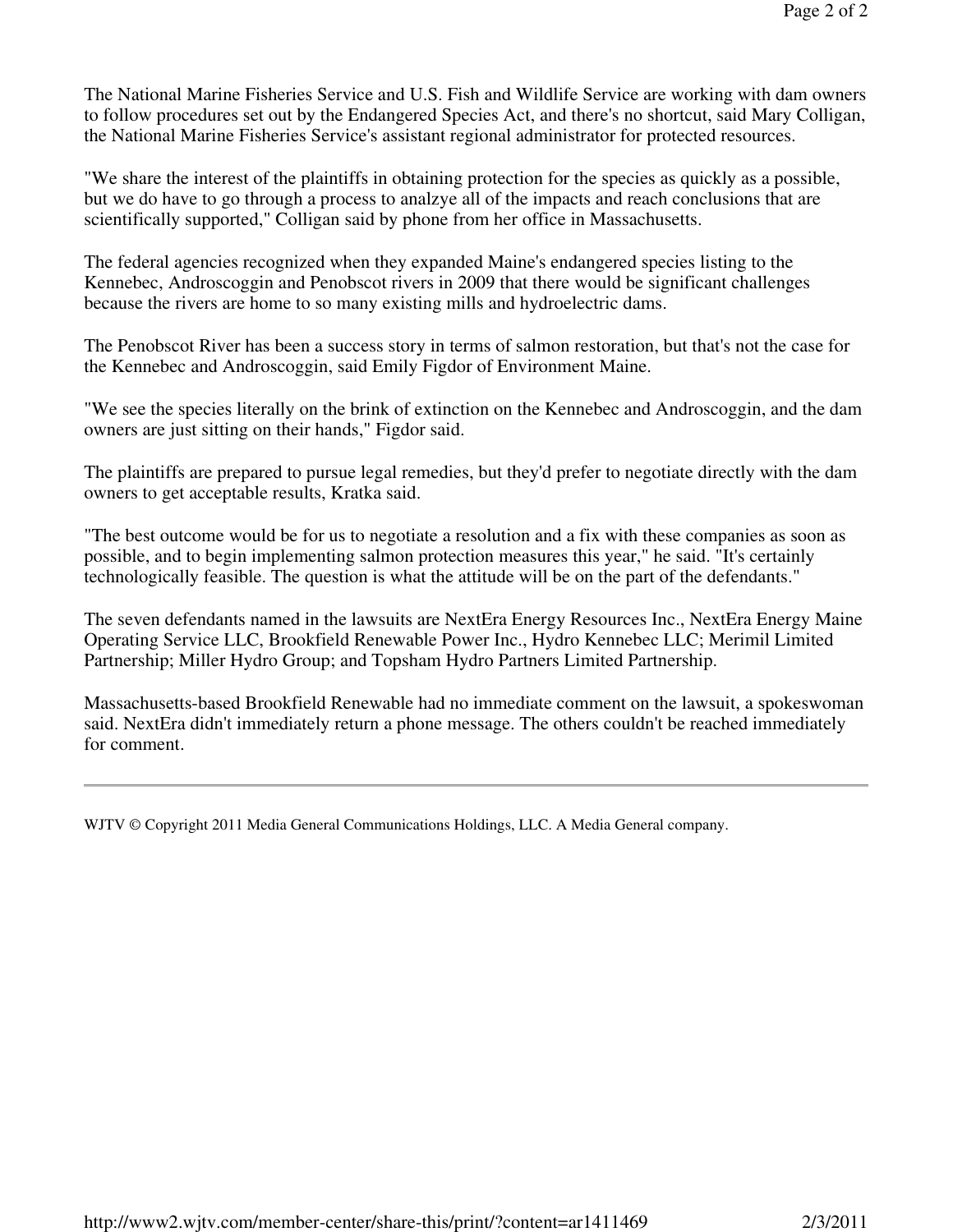The National Marine Fisheries Service and U.S. Fish and Wildlife Service are working with dam owners to follow procedures set out by the Endangered Species Act, and there's no shortcut, said Mary Colligan, the National Marine Fisheries Service's assistant regional administrator for protected resources.

"We share the interest of the plaintiffs in obtaining protection for the species as quickly as a possible, but we do have to go through a process to analzye all of the impacts and reach conclusions that are scientifically supported," Colligan said by phone from her office in Massachusetts.

The federal agencies recognized when they expanded Maine's endangered species listing to the Kennebec, Androscoggin and Penobscot rivers in 2009 that there would be significant challenges because the rivers are home to so many existing mills and hydroelectric dams.

The Penobscot River has been a success story in terms of salmon restoration, but that's not the case for the Kennebec and Androscoggin, said Emily Figdor of Environment Maine.

"We see the species literally on the brink of extinction on the Kennebec and Androscoggin, and the dam owners are just sitting on their hands," Figdor said.

The plaintiffs are prepared to pursue legal remedies, but they'd prefer to negotiate directly with the dam owners to get acceptable results, Kratka said.

"The best outcome would be for us to negotiate a resolution and a fix with these companies as soon as possible, and to begin implementing salmon protection measures this year," he said. "It's certainly technologically feasible. The question is what the attitude will be on the part of the defendants."

The seven defendants named in the lawsuits are NextEra Energy Resources Inc., NextEra Energy Maine Operating Service LLC, Brookfield Renewable Power Inc., Hydro Kennebec LLC; Merimil Limited Partnership; Miller Hydro Group; and Topsham Hydro Partners Limited Partnership.

Massachusetts-based Brookfield Renewable had no immediate comment on the lawsuit, a spokeswoman said. NextEra didn't immediately return a phone message. The others couldn't be reached immediately for comment.

---

WJTV © Copyright 2011 Media General Communications Holdings, LLC. A Media General company.